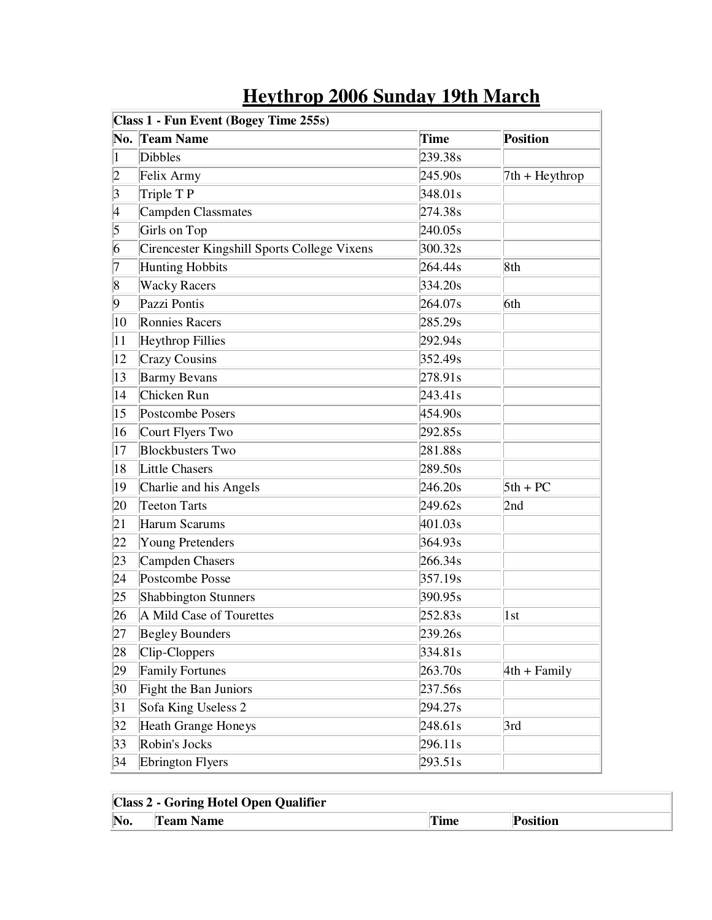# Heythrop 2006 Sunday 19th March

| Class 1 - Fun Event (Bogey Time 255s) | | | |
|---|---|---|---|
| **No.** | **Team Name** | **Time** | **Position** |
| 1 | Dibbles | 239.38s | |
| 2 | Felix Army | 245.90s | 7th + Heythrop |
| 3 | Triple T P | 348.01s | |
| 4 | Campden Classmates | 274.38s | |
| 5 | Girls on Top | 240.05s | |
| 6 | Cirencester Kingshill Sports College Vixens | 300.32s | |
| 7 | Hunting Hobbits | 264.44s | 8th |
| 8 | Wacky Racers | 334.20s | |
| 9 | Pazzi Pontis | 264.07s | 6th |
| 10 | Ronnies Racers | 285.29s | |
| 11 | Heythrop Fillies | 292.94s | |
| 12 | Crazy Cousins | 352.49s | |
| 13 | Barmy Bevans | 278.91s | |
| 14 | Chicken Run | 243.41s | |
| 15 | Postcombe Posers | 454.90s | |
| 16 | Court Flyers Two | 292.85s | |
| 17 | Blockbusters Two | 281.88s | |
| 18 | Little Chasers | 289.50s | |
| 19 | Charlie and his Angels | 246.20s | 5th + PC |
| 20 | Teeton Tarts | 249.62s | 2nd |
| 21 | Harum Scarums | 401.03s | |
| 22 | Young Pretenders | 364.93s | |
| 23 | Campden Chasers | 266.34s | |
| 24 | Postcombe Posse | 357.19s | |
| 25 | Shabbington Stunners | 390.95s | |
| 26 | A Mild Case of Tourettes | 252.83s | 1st |
| 27 | Begley Bounders | 239.26s | |
| 28 | Clip-Cloppers | 334.81s | |
| 29 | Family Fortunes | 263.70s | 4th + Family |
| 30 | Fight the Ban Juniors | 237.56s | |
| 31 | Sofa King Useless 2 | 294.27s | |
| 32 | Heath Grange Honeys | 248.61s | 3rd |
| 33 | Robin's Jocks | 296.11s | |
| 34 | Ebrington Flyers | 293.51s | |

| Class 2 - Goring Hotel Open Qualifier | | | |
|---|---|---|---|
| **No.** | **Team Name** | **Time** | **Position** |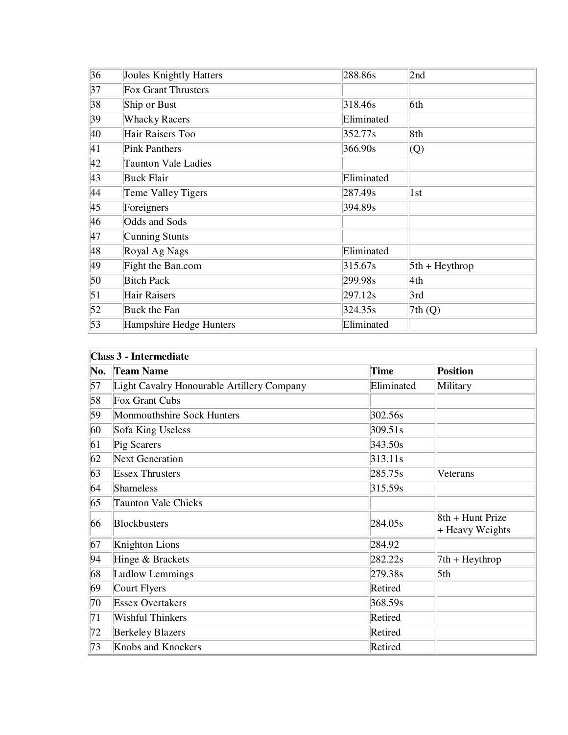| | | | |
|---|---|---|---|
| 36 | Joules Knightly Hatters | 288.86s | 2nd |
| 37 | Fox Grant Thrusters | | |
| 38 | Ship or Bust | 318.46s | 6th |
| 39 | Whacky Racers | Eliminated | |
| 40 | Hair Raisers Too | 352.77s | 8th |
| 41 | Pink Panthers | 366.90s | (Q) |
| 42 | Taunton Vale Ladies | | |
| 43 | Buck Flair | Eliminated | |
| 44 | Teme Valley Tigers | 287.49s | 1st |
| 45 | Foreigners | 394.89s | |
| 46 | Odds and Sods | | |
| 47 | Cunning Stunts | | |
| 48 | Royal Ag Nags | Eliminated | |
| 49 | Fight the Ban.com | 315.67s | 5th + Heythrop |
| 50 | Bitch Pack | 299.98s | 4th |
| 51 | Hair Raisers | 297.12s | 3rd |
| 52 | Buck the Fan | 324.35s | 7th (Q) |
| 53 | Hampshire Hedge Hunters | Eliminated | |

| **Class 3 - Intermediate** | | | |
|---|---|---|---|
| **No.** | **Team Name** | **Time** | **Position** |
| 57 | Light Cavalry Honourable Artillery Company | Eliminated | Military |
| 58 | Fox Grant Cubs | | |
| 59 | Monmouthshire Sock Hunters | 302.56s | |
| 60 | Sofa King Useless | 309.51s | |
| 61 | Pig Scarers | 343.50s | |
| 62 | Next Generation | 313.11s | |
| 63 | Essex Thrusters | 285.75s | Veterans |
| 64 | Shameless | 315.59s | |
| 65 | Taunton Vale Chicks | | |
| 66 | Blockbusters | 284.05s | 8th + Hunt Prize + Heavy Weights |
| 67 | Knighton Lions | 284.92 | |
| 94 | Hinge & Brackets | 282.22s | 7th + Heythrop |
| 68 | Ludlow Lemmings | 279.38s | 5th |
| 69 | Court Flyers | Retired | |
| 70 | Essex Overtakers | 368.59s | |
| 71 | Wishful Thinkers | Retired | |
| 72 | Berkeley Blazers | Retired | |
| 73 | Knobs and Knockers | Retired | |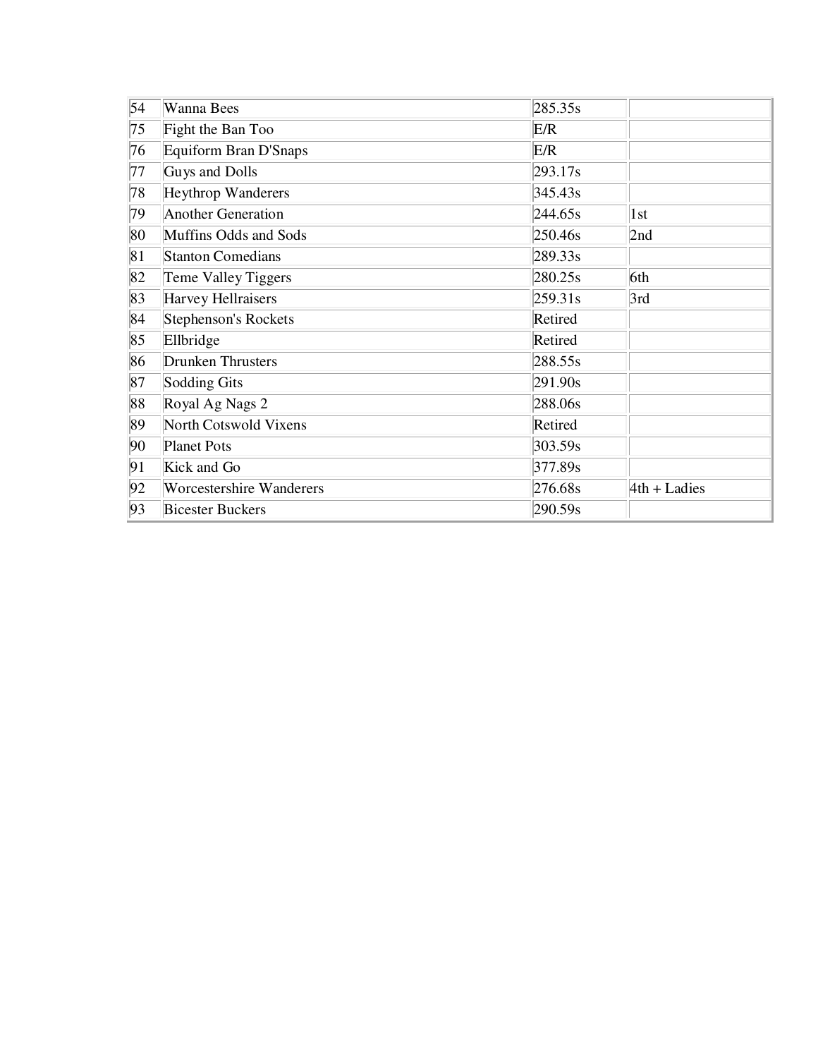| | | | |
|---|---|---|---|
| 54 | Wanna Bees | 285.35s | |
| 75 | Fight the Ban Too | E/R | |
| 76 | Equiform Bran D'Snaps | E/R | |
| 77 | Guys and Dolls | 293.17s | |
| 78 | Heythrop Wanderers | 345.43s | |
| 79 | Another Generation | 244.65s | 1st |
| 80 | Muffins Odds and Sods | 250.46s | 2nd |
| 81 | Stanton Comedians | 289.33s | |
| 82 | Teme Valley Tiggers | 280.25s | 6th |
| 83 | Harvey Hellraisers | 259.31s | 3rd |
| 84 | Stephenson's Rockets | Retired | |
| 85 | Ellbridge | Retired | |
| 86 | Drunken Thrusters | 288.55s | |
| 87 | Sodding Gits | 291.90s | |
| 88 | Royal Ag Nags 2 | 288.06s | |
| 89 | North Cotswold Vixens | Retired | |
| 90 | Planet Pots | 303.59s | |
| 91 | Kick and Go | 377.89s | |
| 92 | Worcestershire Wanderers | 276.68s | 4th + Ladies |
| 93 | Bicester Buckers | 290.59s | |